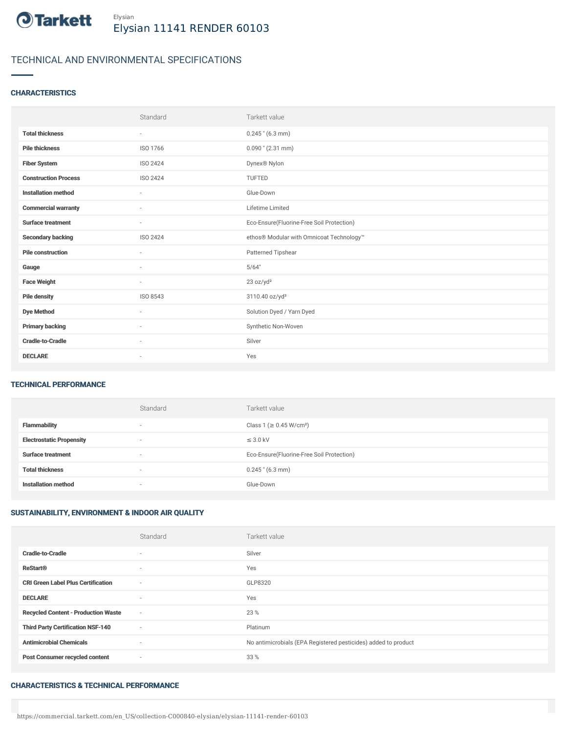Elysian

# Elysian 11141 RENDER 60103

## TECHNICAL AND ENVIRONMENTAL SPECIFICATIONS

### CHARACTERISTICS

| | Standard | Tarkett value |
|---|---|---|
| **Total thickness** | - | 0.245 " (6.3 mm) |
| **Pile thickness** | ISO 1766 | 0.090 " (2.31 mm) |
| **Fiber System** | ISO 2424 | Dynex® Nylon |
| **Construction Process** | ISO 2424 | TUFTED |
| **Installation method** | - | Glue-Down |
| **Commercial warranty** | - | Lifetime Limited |
| **Surface treatment** | - | Eco-Ensure(Fluorine-Free Soil Protection) |
| **Secondary backing** | ISO 2424 | ethos® Modular with Omnicoat Technology™ |
| **Pile construction** | - | Patterned Tipshear |
| **Gauge** | - | 5/64" |
| **Face Weight** | - | 23 oz/yd² |
| **Pile density** | ISO 8543 | 3110.40 oz/yd³ |
| **Dye Method** | - | Solution Dyed / Yarn Dyed |
| **Primary backing** | - | Synthetic Non-Woven |
| **Cradle-to-Cradle** | - | Silver |
| **DECLARE** | - | Yes |

### TECHNICAL PERFORMANCE

| | Standard | Tarkett value |
|---|---|---|
| **Flammability** | - | Class 1 (≥ 0.45 W/cm²) |
| **Electrostatic Propensity** | - | ≤ 3.0 kV |
| **Surface treatment** | - | Eco-Ensure(Fluorine-Free Soil Protection) |
| **Total thickness** | - | 0.245 " (6.3 mm) |
| **Installation method** | - | Glue-Down |

### SUSTAINABILITY, ENVIRONMENT & INDOOR AIR QUALITY

| | Standard | Tarkett value |
|---|---|---|
| **Cradle-to-Cradle** | - | Silver |
| **ReStart®** | - | Yes |
| **CRI Green Label Plus Certification** | - | GLP8320 |
| **DECLARE** | - | Yes |
| **Recycled Content - Production Waste** | - | 23 % |
| **Third Party Certification NSF-140** | - | Platinum |
| **Antimicrobial Chemicals** | - | No antimicrobials (EPA Registered pesticides) added to product |
| **Post Consumer recycled content** | - | 33 % |

### CHARACTERISTICS & TECHNICAL PERFORMANCE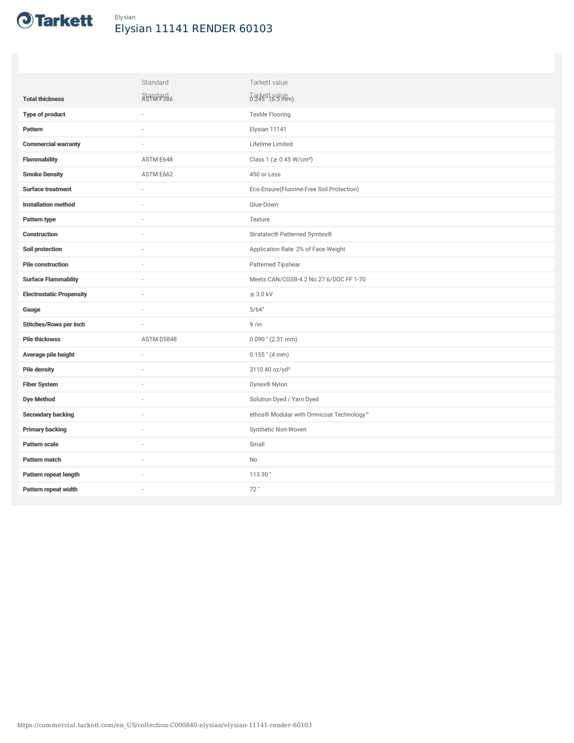Elysian

# Elysian 11141 RENDER 60103

| | Standard | Tarkett value |
| --- | --- | --- |
| **Total thickness** | ASTM F386 | 0.245 " (6.3 mm) |
| **Type of product** | - | Textile Flooring |
| **Pattern** | - | Elysian 11141 |
| **Commercial warranty** | - | Lifetime Limited |
| **Flammability** | ASTM E648 | Class 1 (≥ 0.45 W/cm²) |
| **Smoke Density** | ASTM E662 | 450 or Less |
| **Surface treatment** | - | Eco-Ensure(Fluorine-Free Soil Protection) |
| **Installation method** | - | Glue-Down |
| **Pattern type** | - | Texture |
| **Construction** | - | Stratatec® Patterned Symtex® |
| **Soil protection** | - | Application Rate: 2% of Face Weight |
| **Pile construction** | - | Patterned Tipshear |
| **Surface Flammablity** | - | Meets CAN/CGSB-4.2 No.27.6/DOC FF 1-70 |
| **Electrostatic Propensity** | - | ≤ 3.0 kV |
| **Gauge** | - | 5/64" |
| **Stitches/Rows per Inch** | - | 9 /in |
| **Pile thickness** | ASTM D5848 | 0.090 " (2.31 mm) |
| **Average pile height** | - | 0.155 " (4 mm) |
| **Pile density** | - | 3110.40 oz/yd³ |
| **Fiber System** | - | Dynex® Nylon |
| **Dye Method** | - | Solution Dyed / Yarn Dyed |
| **Secondary backing** | - | ethos® Modular with Omnicoat Technology™ |
| **Primary backing** | - | Synthetic Non-Woven |
| **Pattern scale** | - | Small |
| **Pattern match** | - | No |
| **Pattern repeat length** | - | 113.30 " |
| **Pattern repeat width** | - | 72 " |

https://commercial.tarkett.com/en_US/collection-C000840-elysian/elysian-11141-render-60103